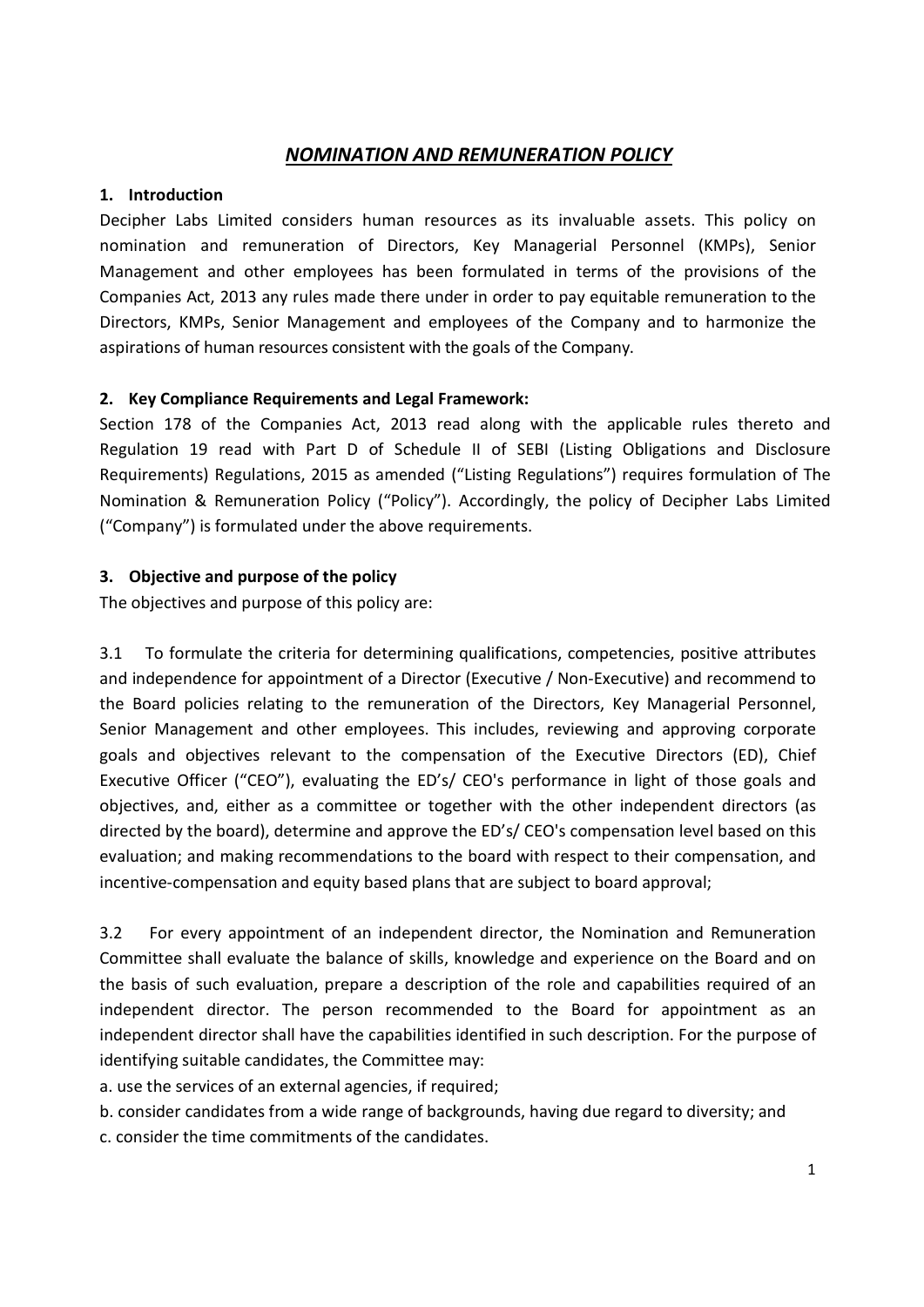# ***NOMINATION AND REMUNERATION POLICY***

## 1. Introduction

Decipher Labs Limited considers human resources as its invaluable assets. This policy on nomination and remuneration of Directors, Key Managerial Personnel (KMPs), Senior Management and other employees has been formulated in terms of the provisions of the Companies Act, 2013 any rules made there under in order to pay equitable remuneration to the Directors, KMPs, Senior Management and employees of the Company and to harmonize the aspirations of human resources consistent with the goals of the Company.

## 2. Key Compliance Requirements and Legal Framework:

Section 178 of the Companies Act, 2013 read along with the applicable rules thereto and Regulation 19 read with Part D of Schedule II of SEBI (Listing Obligations and Disclosure Requirements) Regulations, 2015 as amended ("Listing Regulations") requires formulation of The Nomination & Remuneration Policy ("Policy"). Accordingly, the policy of Decipher Labs Limited ("Company") is formulated under the above requirements.

## 3. Objective and purpose of the policy

The objectives and purpose of this policy are:

3.1 To formulate the criteria for determining qualifications, competencies, positive attributes and independence for appointment of a Director (Executive / Non-Executive) and recommend to the Board policies relating to the remuneration of the Directors, Key Managerial Personnel, Senior Management and other employees. This includes, reviewing and approving corporate goals and objectives relevant to the compensation of the Executive Directors (ED), Chief Executive Officer ("CEO"), evaluating the ED's/ CEO's performance in light of those goals and objectives, and, either as a committee or together with the other independent directors (as directed by the board), determine and approve the ED's/ CEO's compensation level based on this evaluation; and making recommendations to the board with respect to their compensation, and incentive-compensation and equity based plans that are subject to board approval;

3.2 For every appointment of an independent director, the Nomination and Remuneration Committee shall evaluate the balance of skills, knowledge and experience on the Board and on the basis of such evaluation, prepare a description of the role and capabilities required of an independent director. The person recommended to the Board for appointment as an independent director shall have the capabilities identified in such description. For the purpose of identifying suitable candidates, the Committee may:

a. use the services of an external agencies, if required;

b. consider candidates from a wide range of backgrounds, having due regard to diversity; and

c. consider the time commitments of the candidates.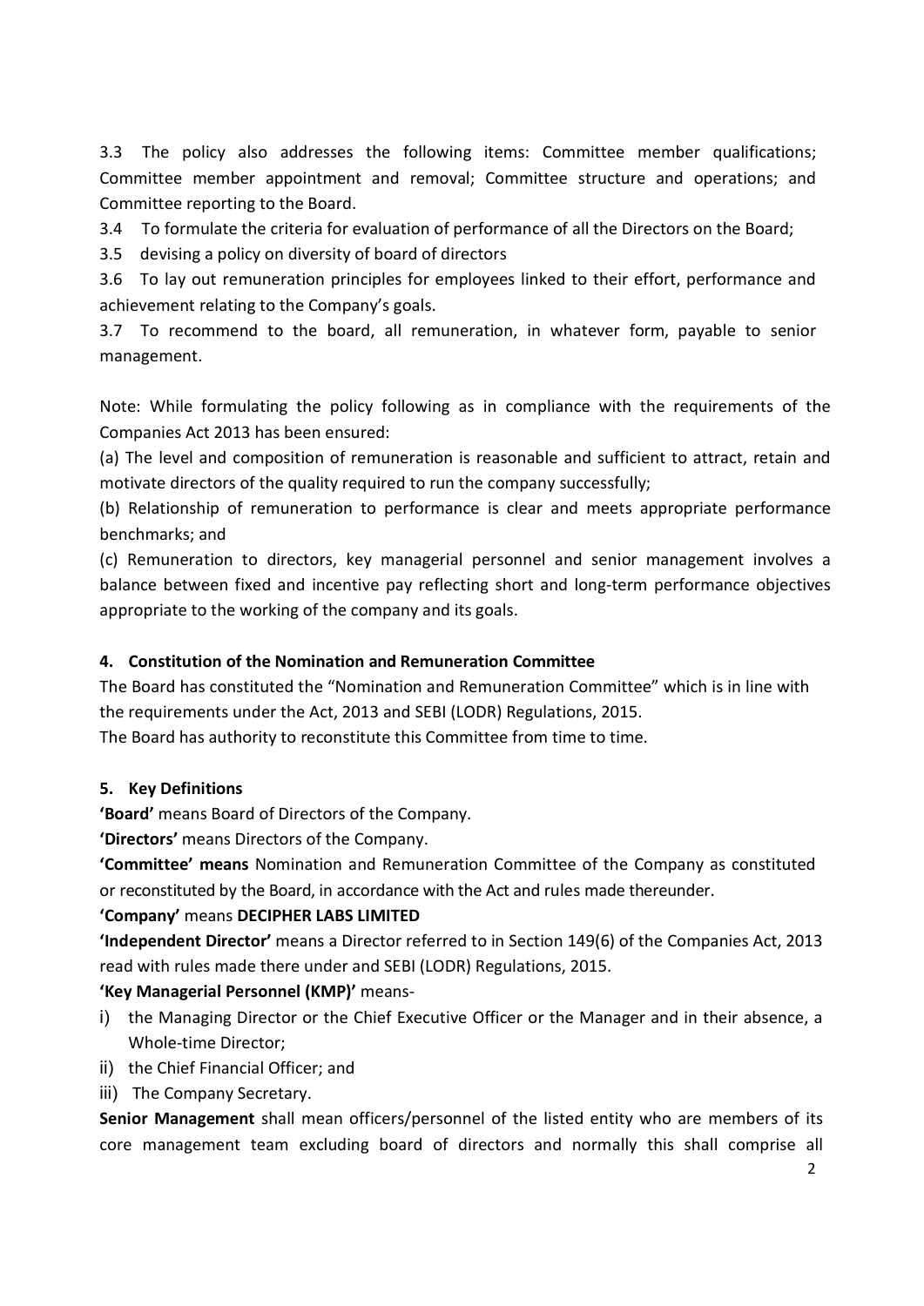3.3 The policy also addresses the following items: Committee member qualifications; Committee member appointment and removal; Committee structure and operations; and Committee reporting to the Board.

3.4 To formulate the criteria for evaluation of performance of all the Directors on the Board;

3.5 devising a policy on diversity of board of directors

3.6 To lay out remuneration principles for employees linked to their effort, performance and achievement relating to the Company's goals.

3.7 To recommend to the board, all remuneration, in whatever form, payable to senior management.

Note: While formulating the policy following as in compliance with the requirements of the Companies Act 2013 has been ensured:

(a) The level and composition of remuneration is reasonable and sufficient to attract, retain and motivate directors of the quality required to run the company successfully;

(b) Relationship of remuneration to performance is clear and meets appropriate performance benchmarks; and

(c) Remuneration to directors, key managerial personnel and senior management involves a balance between fixed and incentive pay reflecting short and long-term performance objectives appropriate to the working of the company and its goals.

**4. Constitution of the Nomination and Remuneration Committee**

The Board has constituted the "Nomination and Remuneration Committee" which is in line with the requirements under the Act, 2013 and SEBI (LODR) Regulations, 2015.

The Board has authority to reconstitute this Committee from time to time.

**5. Key Definitions**

**'Board'** means Board of Directors of the Company.

**'Directors'** means Directors of the Company.

**'Committee' means** Nomination and Remuneration Committee of the Company as constituted or reconstituted by the Board, in accordance with the Act and rules made thereunder.

**'Company'** means **DECIPHER LABS LIMITED**

**'Independent Director'** means a Director referred to in Section 149(6) of the Companies Act, 2013 read with rules made there under and SEBI (LODR) Regulations, 2015.

**'Key Managerial Personnel (KMP)'** means-

i) the Managing Director or the Chief Executive Officer or the Manager and in their absence, a Whole-time Director;
ii) the Chief Financial Officer; and
iii) The Company Secretary.

**Senior Management** shall mean officers/personnel of the listed entity who are members of its core management team excluding board of directors and normally this shall comprise all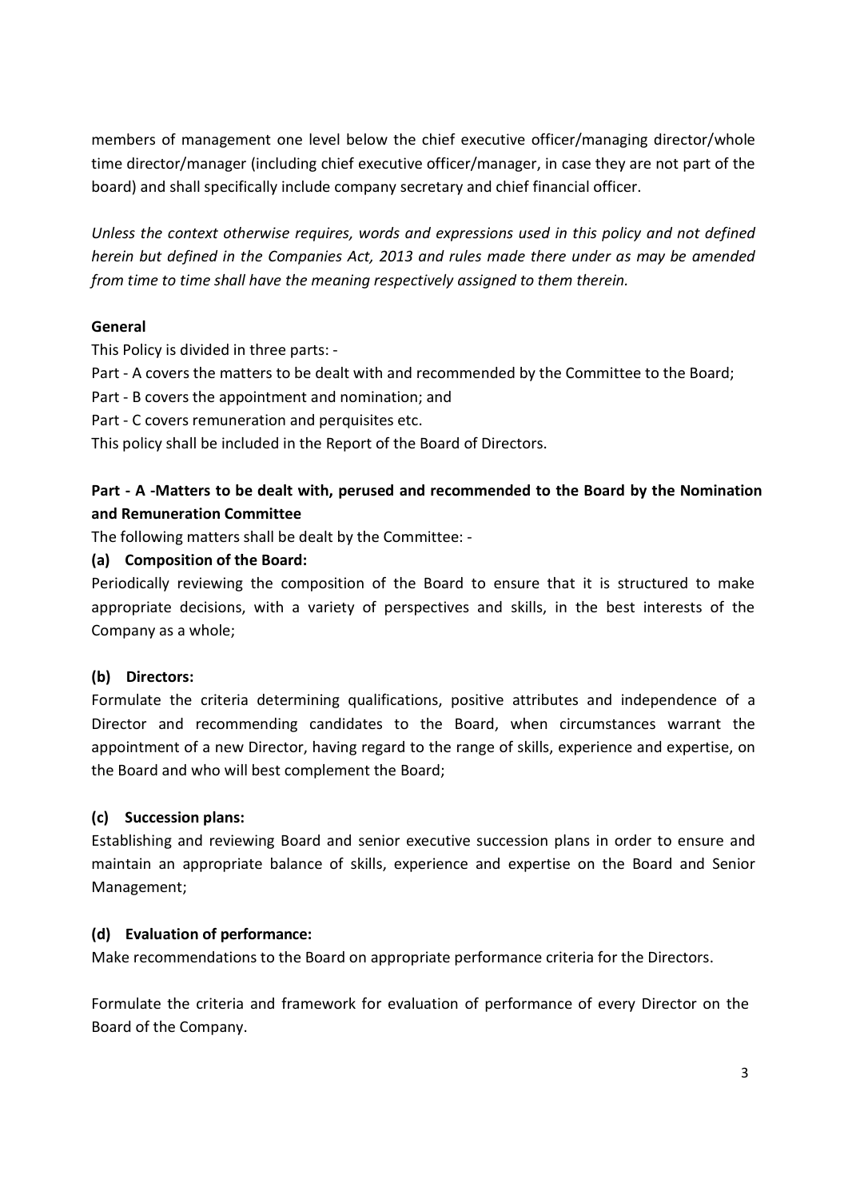members of management one level below the chief executive officer/managing director/whole time director/manager (including chief executive officer/manager, in case they are not part of the board) and shall specifically include company secretary and chief financial officer.

*Unless the context otherwise requires, words and expressions used in this policy and not defined herein but defined in the Companies Act, 2013 and rules made there under as may be amended from time to time shall have the meaning respectively assigned to them therein.*

**General**

This Policy is divided in three parts: -

Part - A covers the matters to be dealt with and recommended by the Committee to the Board;

Part - B covers the appointment and nomination; and

Part - C covers remuneration and perquisites etc.

This policy shall be included in the Report of the Board of Directors.

**Part - A -Matters to be dealt with, perused and recommended to the Board by the Nomination and Remuneration Committee**

The following matters shall be dealt by the Committee: -

**(a) Composition of the Board:**

Periodically reviewing the composition of the Board to ensure that it is structured to make appropriate decisions, with a variety of perspectives and skills, in the best interests of the Company as a whole;

**(b) Directors:**

Formulate the criteria determining qualifications, positive attributes and independence of a Director and recommending candidates to the Board, when circumstances warrant the appointment of a new Director, having regard to the range of skills, experience and expertise, on the Board and who will best complement the Board;

**(c) Succession plans:**

Establishing and reviewing Board and senior executive succession plans in order to ensure and maintain an appropriate balance of skills, experience and expertise on the Board and Senior Management;

**(d) Evaluation of performance:**

Make recommendations to the Board on appropriate performance criteria for the Directors.

Formulate the criteria and framework for evaluation of performance of every Director on the Board of the Company.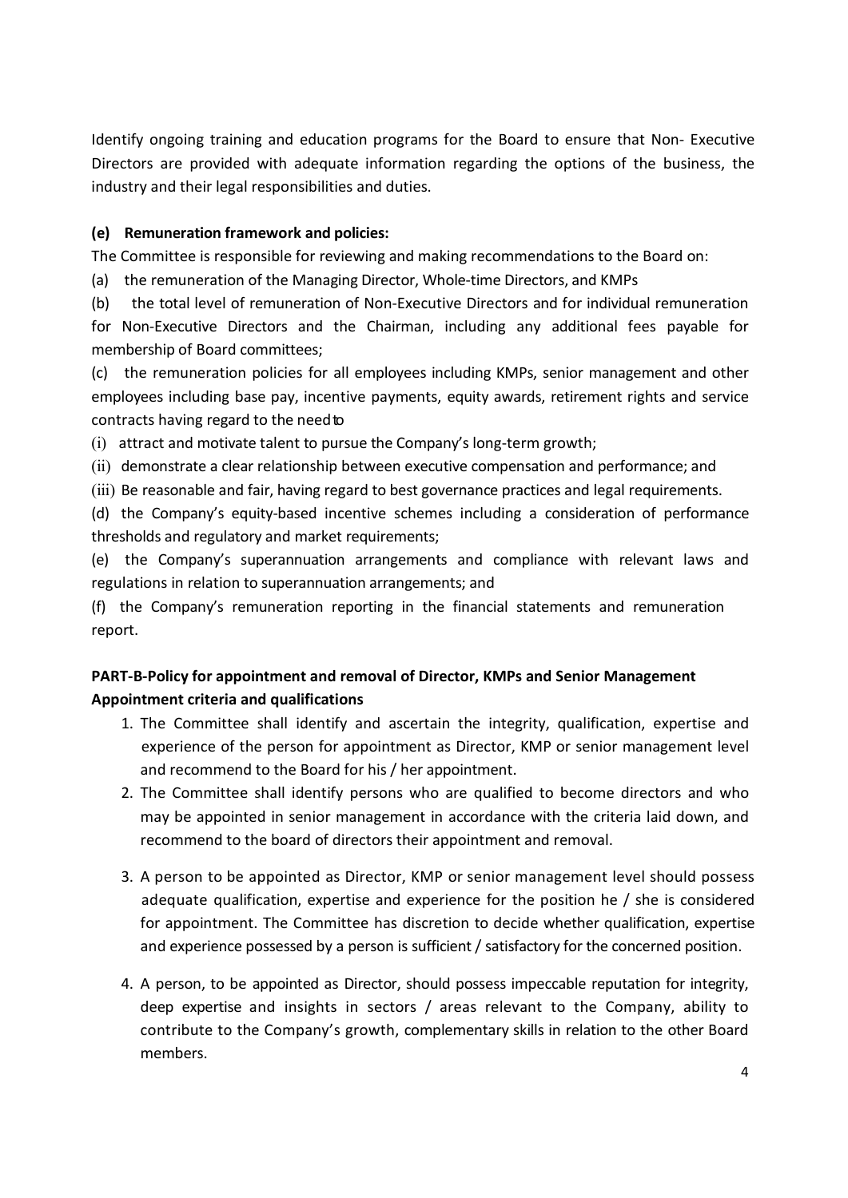Identify ongoing training and education programs for the Board to ensure that Non- Executive Directors are provided with adequate information regarding the options of the business, the industry and their legal responsibilities and duties.

**(e) Remuneration framework and policies:**

The Committee is responsible for reviewing and making recommendations to the Board on:

(a) the remuneration of the Managing Director, Whole-time Directors, and KMPs

(b) the total level of remuneration of Non-Executive Directors and for individual remuneration for Non-Executive Directors and the Chairman, including any additional fees payable for membership of Board committees;

(c) the remuneration policies for all employees including KMPs, senior management and other employees including base pay, incentive payments, equity awards, retirement rights and service contracts having regard to the need to

(i) attract and motivate talent to pursue the Company's long-term growth;

(ii) demonstrate a clear relationship between executive compensation and performance; and

(iii) Be reasonable and fair, having regard to best governance practices and legal requirements.

(d) the Company's equity-based incentive schemes including a consideration of performance thresholds and regulatory and market requirements;

(e) the Company's superannuation arrangements and compliance with relevant laws and regulations in relation to superannuation arrangements; and

(f) the Company's remuneration reporting in the financial statements and remuneration report.

**PART-B-Policy for appointment and removal of Director, KMPs and Senior Management**
**Appointment criteria and qualifications**

1. The Committee shall identify and ascertain the integrity, qualification, expertise and experience of the person for appointment as Director, KMP or senior management level and recommend to the Board for his / her appointment.
2. The Committee shall identify persons who are qualified to become directors and who may be appointed in senior management in accordance with the criteria laid down, and recommend to the board of directors their appointment and removal.
3. A person to be appointed as Director, KMP or senior management level should possess adequate qualification, expertise and experience for the position he / she is considered for appointment. The Committee has discretion to decide whether qualification, expertise and experience possessed by a person is sufficient / satisfactory for the concerned position.
4. A person, to be appointed as Director, should possess impeccable reputation for integrity, deep expertise and insights in sectors / areas relevant to the Company, ability to contribute to the Company's growth, complementary skills in relation to the other Board members.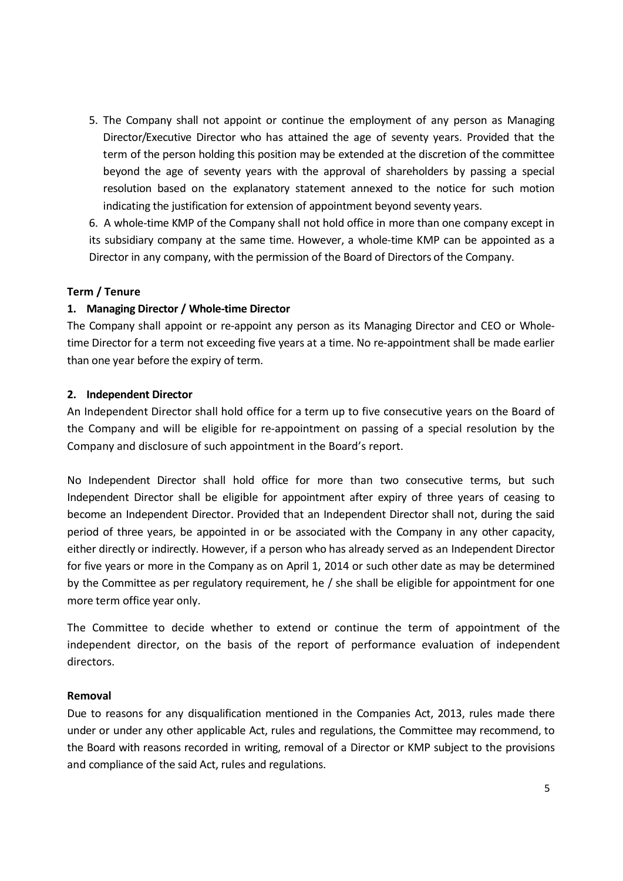5. The Company shall not appoint or continue the employment of any person as Managing Director/Executive Director who has attained the age of seventy years. Provided that the term of the person holding this position may be extended at the discretion of the committee beyond the age of seventy years with the approval of shareholders by passing a special resolution based on the explanatory statement annexed to the notice for such motion indicating the justification for extension of appointment beyond seventy years.

6. A whole-time KMP of the Company shall not hold office in more than one company except in its subsidiary company at the same time. However, a whole-time KMP can be appointed as a Director in any company, with the permission of the Board of Directors of the Company.

**Term / Tenure**

**1. Managing Director / Whole-time Director**

The Company shall appoint or re-appoint any person as its Managing Director and CEO or Whole-time Director for a term not exceeding five years at a time. No re-appointment shall be made earlier than one year before the expiry of term.

**2. Independent Director**

An Independent Director shall hold office for a term up to five consecutive years on the Board of the Company and will be eligible for re-appointment on passing of a special resolution by the Company and disclosure of such appointment in the Board's report.

No Independent Director shall hold office for more than two consecutive terms, but such Independent Director shall be eligible for appointment after expiry of three years of ceasing to become an Independent Director. Provided that an Independent Director shall not, during the said period of three years, be appointed in or be associated with the Company in any other capacity, either directly or indirectly. However, if a person who has already served as an Independent Director for five years or more in the Company as on April 1, 2014 or such other date as may be determined by the Committee as per regulatory requirement, he / she shall be eligible for appointment for one more term office year only.

The Committee to decide whether to extend or continue the term of appointment of the independent director, on the basis of the report of performance evaluation of independent directors.

**Removal**

Due to reasons for any disqualification mentioned in the Companies Act, 2013, rules made there under or under any other applicable Act, rules and regulations, the Committee may recommend, to the Board with reasons recorded in writing, removal of a Director or KMP subject to the provisions and compliance of the said Act, rules and regulations.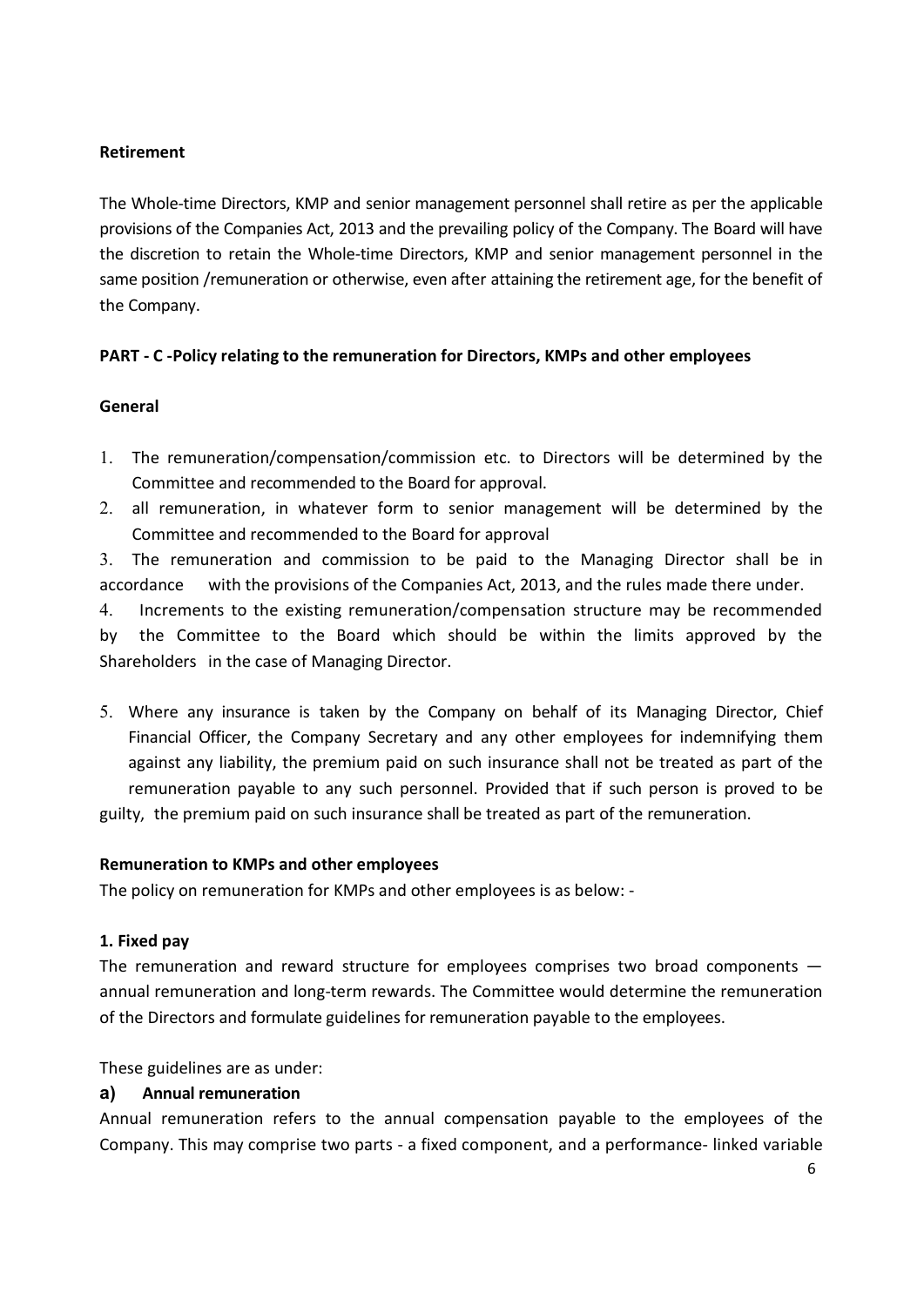**Retirement**

The Whole-time Directors, KMP and senior management personnel shall retire as per the applicable provisions of the Companies Act, 2013 and the prevailing policy of the Company. The Board will have the discretion to retain the Whole-time Directors, KMP and senior management personnel in the same position /remuneration or otherwise, even after attaining the retirement age, for the benefit of the Company.

**PART - C -Policy relating to the remuneration for Directors, KMPs and other employees**

**General**

1. The remuneration/compensation/commission etc. to Directors will be determined by the Committee and recommended to the Board for approval.
2. all remuneration, in whatever form to senior management will be determined by the Committee and recommended to the Board for approval
3. The remuneration and commission to be paid to the Managing Director shall be in accordance with the provisions of the Companies Act, 2013, and the rules made there under.
4. Increments to the existing remuneration/compensation structure may be recommended by the Committee to the Board which should be within the limits approved by the Shareholders in the case of Managing Director.
5. Where any insurance is taken by the Company on behalf of its Managing Director, Chief Financial Officer, the Company Secretary and any other employees for indemnifying them against any liability, the premium paid on such insurance shall not be treated as part of the remuneration payable to any such personnel. Provided that if such person is proved to be guilty, the premium paid on such insurance shall be treated as part of the remuneration.

**Remuneration to KMPs and other employees**

The policy on remuneration for KMPs and other employees is as below: -

**1. Fixed pay**

The remuneration and reward structure for employees comprises two broad components — annual remuneration and long-term rewards. The Committee would determine the remuneration of the Directors and formulate guidelines for remuneration payable to the employees.

These guidelines are as under:

**a) Annual remuneration**

Annual remuneration refers to the annual compensation payable to the employees of the Company. This may comprise two parts - a fixed component, and a performance- linked variable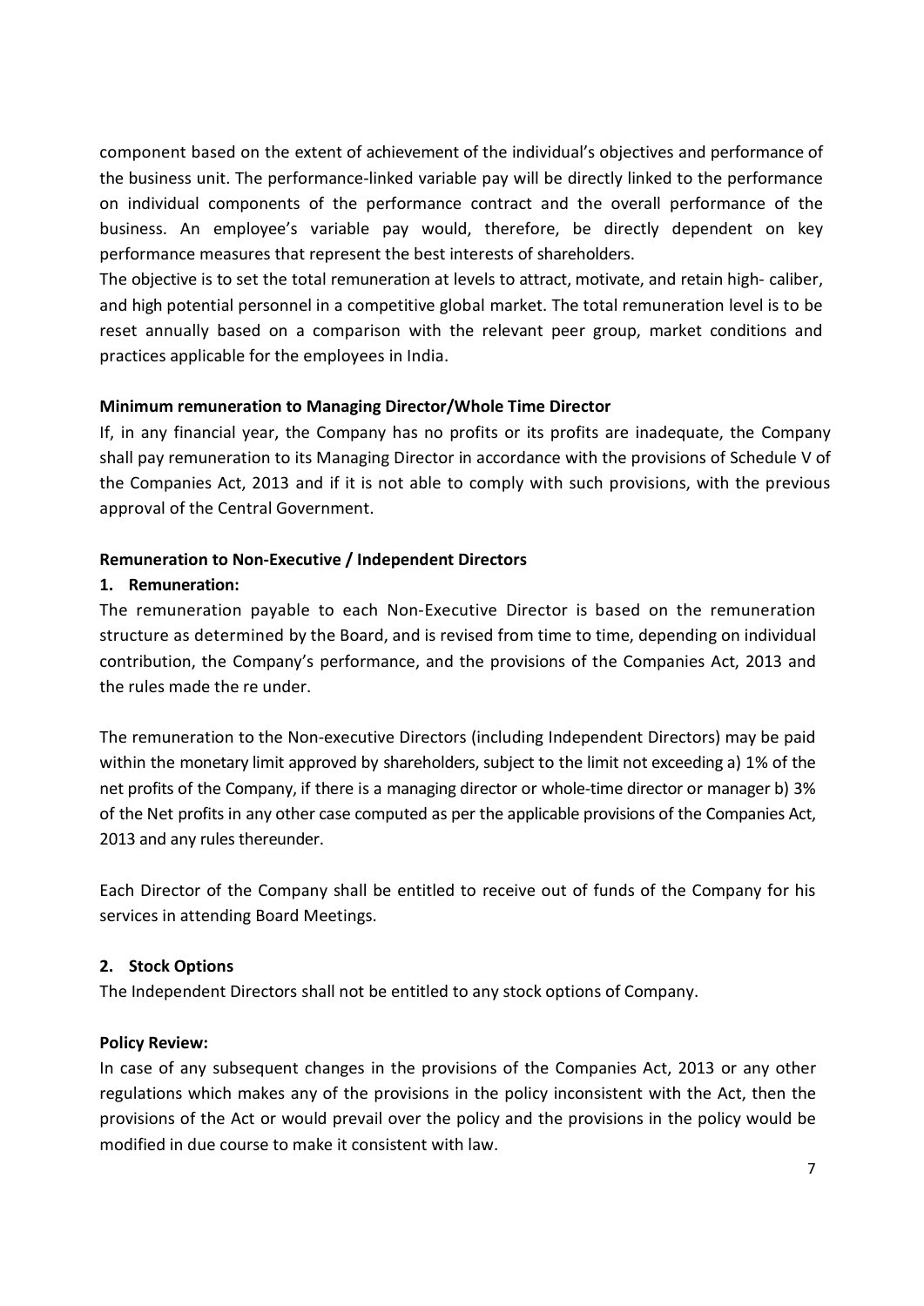component based on the extent of achievement of the individual's objectives and performance of the business unit. The performance-linked variable pay will be directly linked to the performance on individual components of the performance contract and the overall performance of the business. An employee's variable pay would, therefore, be directly dependent on key performance measures that represent the best interests of shareholders.

The objective is to set the total remuneration at levels to attract, motivate, and retain high- caliber, and high potential personnel in a competitive global market. The total remuneration level is to be reset annually based on a comparison with the relevant peer group, market conditions and practices applicable for the employees in India.

**Minimum remuneration to Managing Director/Whole Time Director**

If, in any financial year, the Company has no profits or its profits are inadequate, the Company shall pay remuneration to its Managing Director in accordance with the provisions of Schedule V of the Companies Act, 2013 and if it is not able to comply with such provisions, with the previous approval of the Central Government.

**Remuneration to Non-Executive / Independent Directors**

**1. Remuneration:**

The remuneration payable to each Non-Executive Director is based on the remuneration structure as determined by the Board, and is revised from time to time, depending on individual contribution, the Company's performance, and the provisions of the Companies Act, 2013 and the rules made the re under.

The remuneration to the Non-executive Directors (including Independent Directors) may be paid within the monetary limit approved by shareholders, subject to the limit not exceeding a) 1% of the net profits of the Company, if there is a managing director or whole-time director or manager b) 3% of the Net profits in any other case computed as per the applicable provisions of the Companies Act, 2013 and any rules thereunder.

Each Director of the Company shall be entitled to receive out of funds of the Company for his services in attending Board Meetings.

**2. Stock Options**

The Independent Directors shall not be entitled to any stock options of Company.

**Policy Review:**

In case of any subsequent changes in the provisions of the Companies Act, 2013 or any other regulations which makes any of the provisions in the policy inconsistent with the Act, then the provisions of the Act or would prevail over the policy and the provisions in the policy would be modified in due course to make it consistent with law.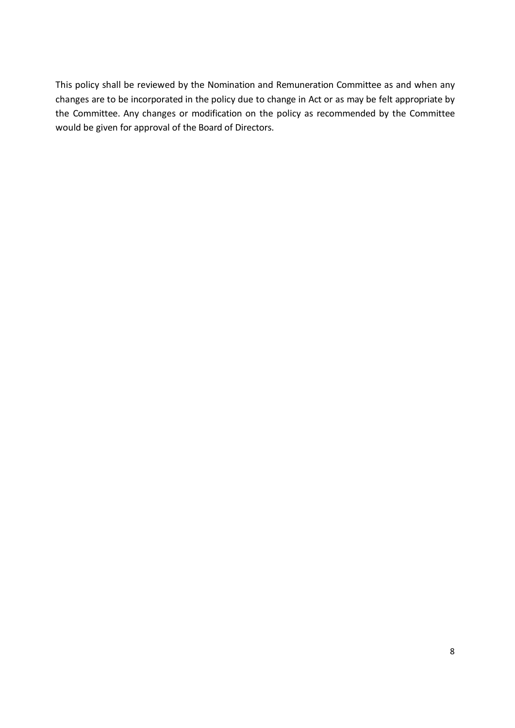This policy shall be reviewed by the Nomination and Remuneration Committee as and when any changes are to be incorporated in the policy due to change in Act or as may be felt appropriate by the Committee. Any changes or modification on the policy as recommended by the Committee would be given for approval of the Board of Directors.